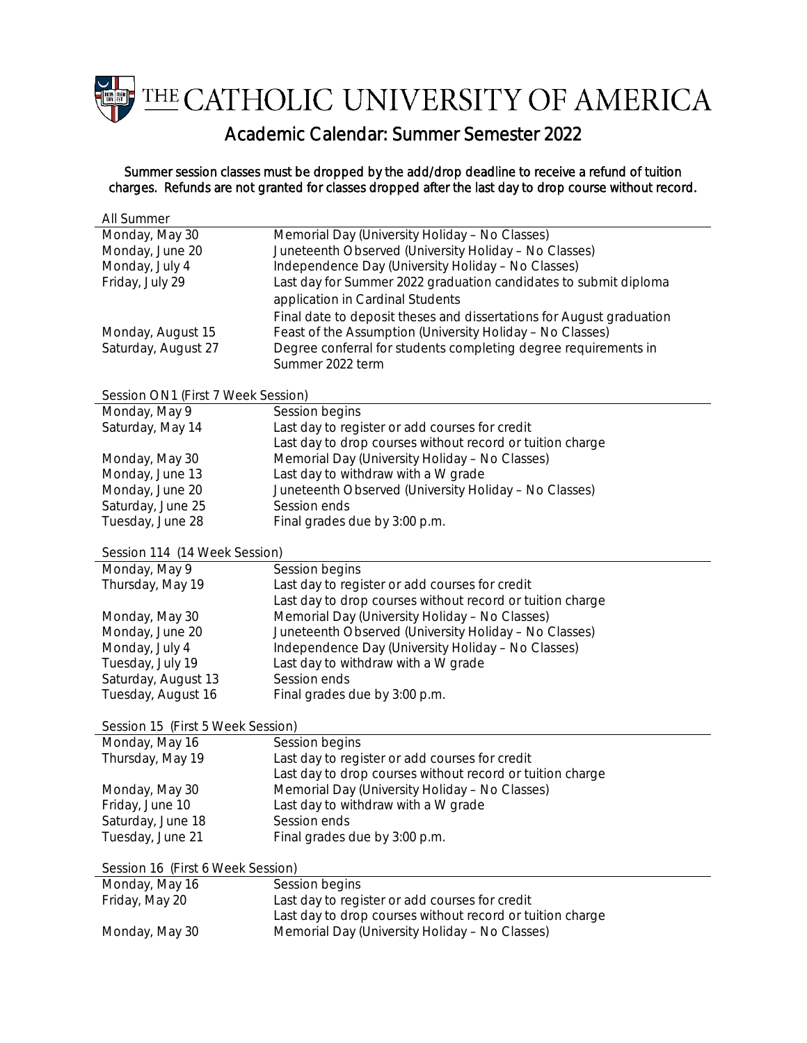# THE CATHOLIC UNIVERSITY OF AMERICA

## Academic Calendar: Summer Semester 2022

Summer session classes must be dropped by the add/drop deadline to receive a refund of tuition charges. Refunds are not granted for classes dropped after the last day to drop course without record.

| All Summer | |
|---|---|
| Monday, May 30 | Memorial Day (University Holiday – No Classes) |
| Monday, June 20 | Juneteenth Observed (University Holiday – No Classes) |
| Monday, July 4 | Independence Day (University Holiday – No Classes) |
| Friday, July 29 | Last day for Summer 2022 graduation candidates to submit diploma application in Cardinal Students |
| | Final date to deposit theses and dissertations for August graduation |
| Monday, August 15 | Feast of the Assumption (University Holiday – No Classes) |
| Saturday, August 27 | Degree conferral for students completing degree requirements in Summer 2022 term |

| Session ON1 (First 7 Week Session) | |
|---|---|
| Monday, May 9 | Session begins |
| Saturday, May 14 | Last day to register or add courses for credit |
| | Last day to drop courses without record or tuition charge |
| Monday, May 30 | Memorial Day (University Holiday – No Classes) |
| Monday, June 13 | Last day to withdraw with a W grade |
| Monday, June 20 | Juneteenth Observed (University Holiday – No Classes) |
| Saturday, June 25 | Session ends |
| Tuesday, June 28 | Final grades due by 3:00 p.m. |

| Session 114 (14 Week Session) | |
|---|---|
| Monday, May 9 | Session begins |
| Thursday, May 19 | Last day to register or add courses for credit |
| | Last day to drop courses without record or tuition charge |
| Monday, May 30 | Memorial Day (University Holiday – No Classes) |
| Monday, June 20 | Juneteenth Observed (University Holiday – No Classes) |
| Monday, July 4 | Independence Day (University Holiday – No Classes) |
| Tuesday, July 19 | Last day to withdraw with a W grade |
| Saturday, August 13 | Session ends |
| Tuesday, August 16 | Final grades due by 3:00 p.m. |

| Session 15 (First 5 Week Session) | |
|---|---|
| Monday, May 16 | Session begins |
| Thursday, May 19 | Last day to register or add courses for credit |
| | Last day to drop courses without record or tuition charge |
| Monday, May 30 | Memorial Day (University Holiday – No Classes) |
| Friday, June 10 | Last day to withdraw with a W grade |
| Saturday, June 18 | Session ends |
| Tuesday, June 21 | Final grades due by 3:00 p.m. |

| Session 16 (First 6 Week Session) | |
|---|---|
| Monday, May 16 | Session begins |
| Friday, May 20 | Last day to register or add courses for credit |
| | Last day to drop courses without record or tuition charge |
| Monday, May 30 | Memorial Day (University Holiday – No Classes) |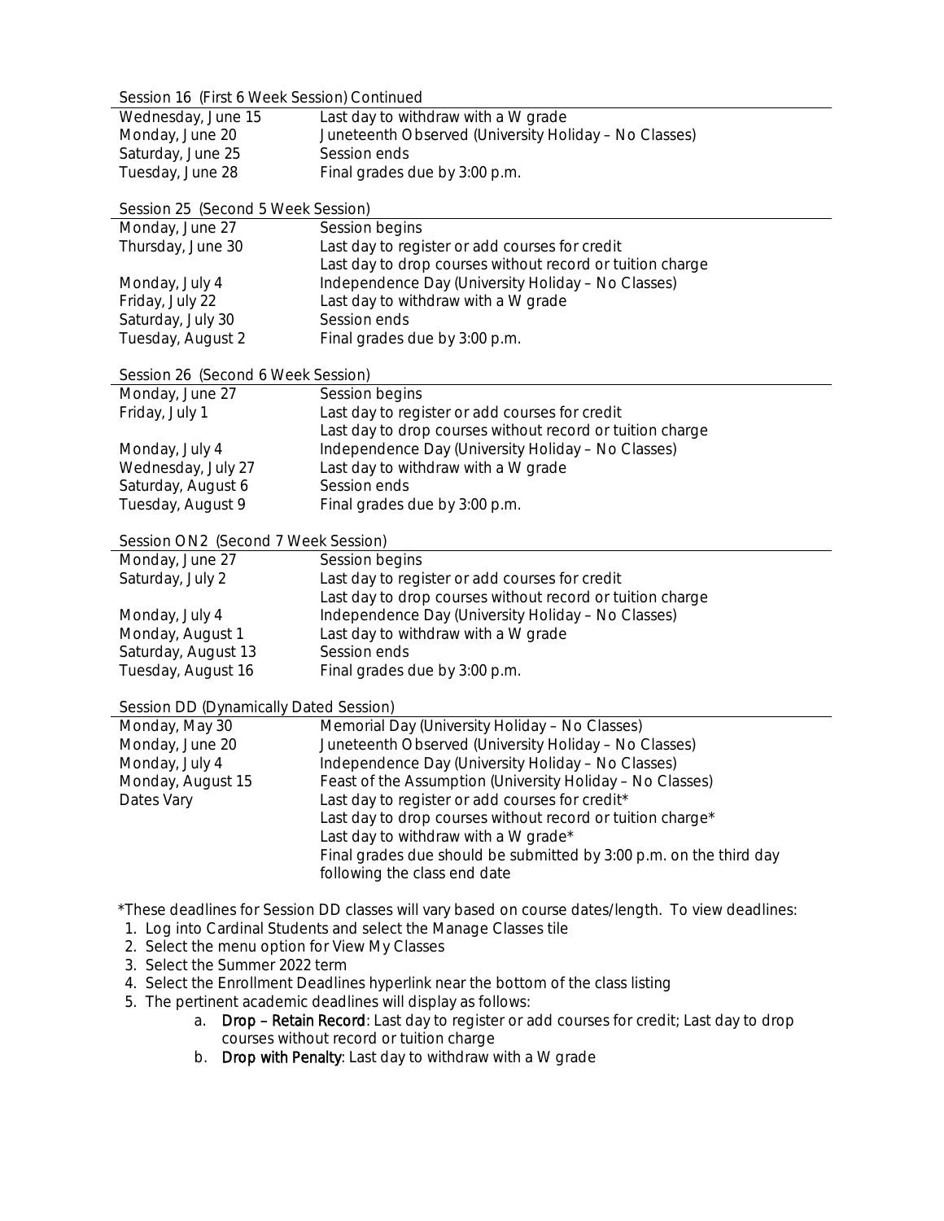Session 16 (First 6 Week Session) Continued

| | |
|---|---|
| Wednesday, June 15 | Last day to withdraw with a W grade |
| Monday, June 20 | Juneteenth Observed (University Holiday – No Classes) |
| Saturday, June 25 | Session ends |
| Tuesday, June 28 | Final grades due by 3:00 p.m. |

Session 25 (Second 5 Week Session)

| | |
|---|---|
| Monday, June 27 | Session begins |
| Thursday, June 30 | Last day to register or add courses for credit<br>Last day to drop courses without record or tuition charge |
| Monday, July 4 | Independence Day (University Holiday – No Classes) |
| Friday, July 22 | Last day to withdraw with a W grade |
| Saturday, July 30 | Session ends |
| Tuesday, August 2 | Final grades due by 3:00 p.m. |

Session 26 (Second 6 Week Session)

| | |
|---|---|
| Monday, June 27 | Session begins |
| Friday, July 1 | Last day to register or add courses for credit<br>Last day to drop courses without record or tuition charge |
| Monday, July 4 | Independence Day (University Holiday – No Classes) |
| Wednesday, July 27 | Last day to withdraw with a W grade |
| Saturday, August 6 | Session ends |
| Tuesday, August 9 | Final grades due by 3:00 p.m. |

Session ON2 (Second 7 Week Session)

| | |
|---|---|
| Monday, June 27 | Session begins |
| Saturday, July 2 | Last day to register or add courses for credit<br>Last day to drop courses without record or tuition charge |
| Monday, July 4 | Independence Day (University Holiday – No Classes) |
| Monday, August 1 | Last day to withdraw with a W grade |
| Saturday, August 13 | Session ends |
| Tuesday, August 16 | Final grades due by 3:00 p.m. |

Session DD (Dynamically Dated Session)

| | |
|---|---|
| Monday, May 30 | Memorial Day (University Holiday – No Classes) |
| Monday, June 20 | Juneteenth Observed (University Holiday – No Classes) |
| Monday, July 4 | Independence Day (University Holiday – No Classes) |
| Monday, August 15 | Feast of the Assumption (University Holiday – No Classes) |
| Dates Vary | Last day to register or add courses for credit*<br>Last day to drop courses without record or tuition charge*<br>Last day to withdraw with a W grade*<br>Final grades due should be submitted by 3:00 p.m. on the third day following the class end date |

*These deadlines for Session DD classes will vary based on course dates/length. To view deadlines:

1. Log into Cardinal Students and select the Manage Classes tile
2. Select the menu option for View My Classes
3. Select the Summer 2022 term
4. Select the Enrollment Deadlines hyperlink near the bottom of the class listing
5. The pertinent academic deadlines will display as follows:
    a. **Drop – Retain Record**: Last day to register or add courses for credit; Last day to drop courses without record or tuition charge
    b. **Drop with Penalty**: Last day to withdraw with a W grade